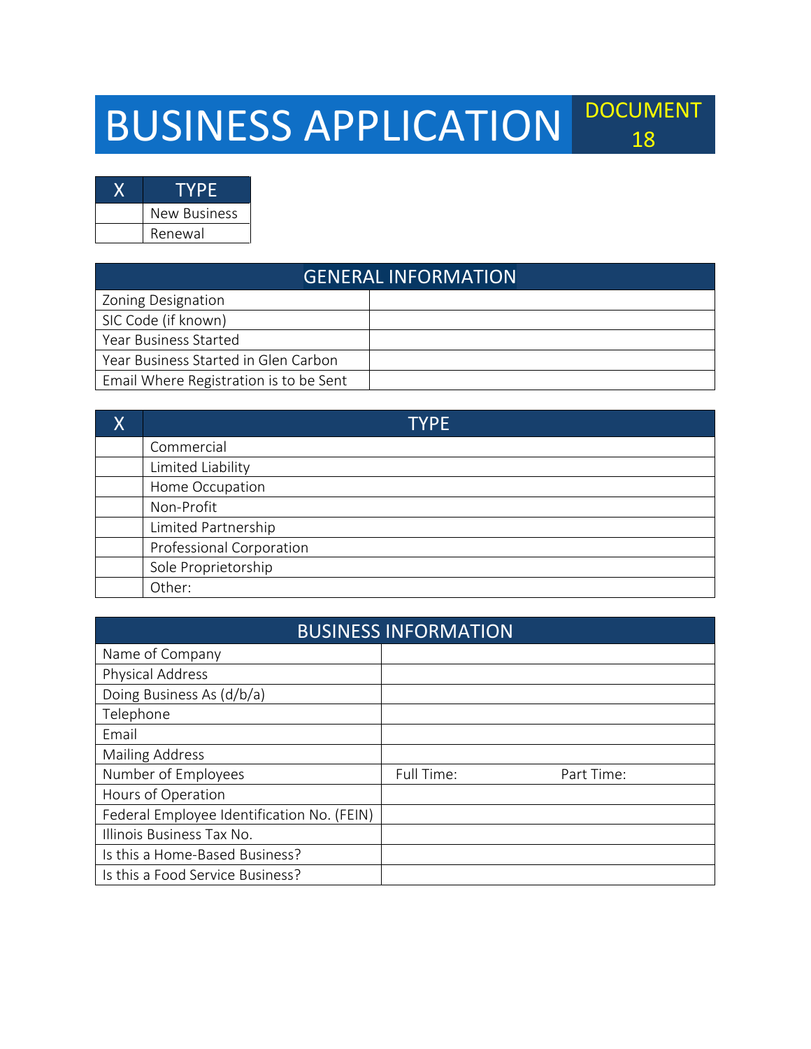# BUSINESS APPLICATION

DOCUMENT 18

| X | TYPE |
|---|---|
| | New Business |
| | Renewal |

| GENERAL INFORMATION | |
|---|---|
| Zoning Designation | |
| SIC Code (if known) | |
| Year Business Started | |
| Year Business Started in Glen Carbon | |
| Email Where Registration is to be Sent | |

| X | TYPE |
|---|---|
| | Commercial |
| | Limited Liability |
| | Home Occupation |
| | Non-Profit |
| | Limited Partnership |
| | Professional Corporation |
| | Sole Proprietorship |
| | Other: |

| BUSINESS INFORMATION | | |
|---|---|---|
| Name of Company | | |
| Physical Address | | |
| Doing Business As (d/b/a) | | |
| Telephone | | |
| Email | | |
| Mailing Address | | |
| Number of Employees | Full Time: | Part Time: |
| Hours of Operation | | |
| Federal Employee Identification No. (FEIN) | | |
| Illinois Business Tax No. | | |
| Is this a Home-Based Business? | | |
| Is this a Food Service Business? | | |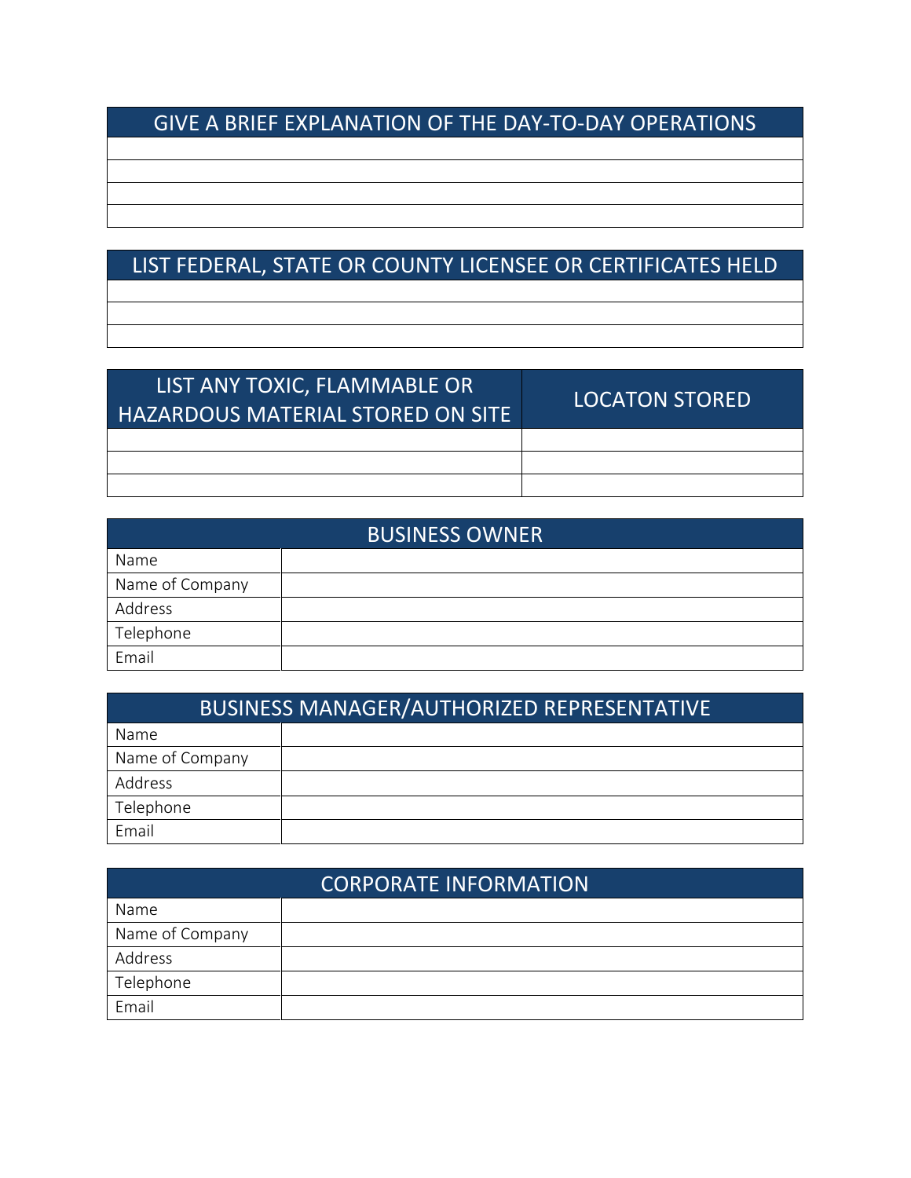| GIVE A BRIEF EXPLANATION OF THE DAY-TO-DAY OPERATIONS |
| --- |
| |
| |
| |
| |

| LIST FEDERAL, STATE OR COUNTY LICENSEE OR CERTIFICATES HELD |
| --- |
| |
| |
| |

| LIST ANY TOXIC, FLAMMABLE OR HAZARDOUS MATERIAL STORED ON SITE | LOCATON STORED |
| --- | --- |
| | |
| | |
| | |

| BUSINESS OWNER | |
| --- | --- |
| Name | |
| Name of Company | |
| Address | |
| Telephone | |
| Email | |

| BUSINESS MANAGER/AUTHORIZED REPRESENTATIVE | |
| --- | --- |
| Name | |
| Name of Company | |
| Address | |
| Telephone | |
| Email | |

| CORPORATE INFORMATION | |
| --- | --- |
| Name | |
| Name of Company | |
| Address | |
| Telephone | |
| Email | |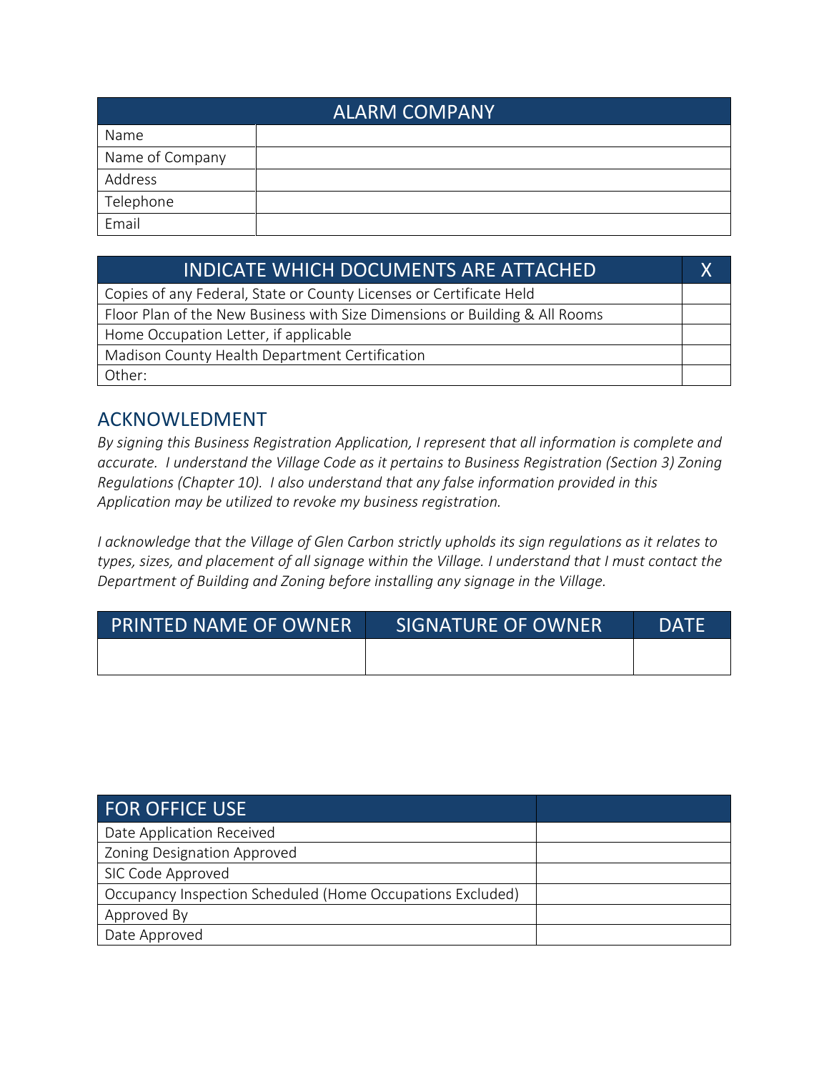| ALARM COMPANY | |
|---|---|
| Name | |
| Name of Company | |
| Address | |
| Telephone | |
| Email | |

| INDICATE WHICH DOCUMENTS ARE ATTACHED | X |
|---|---|
| Copies of any Federal, State or County Licenses or Certificate Held | |
| Floor Plan of the New Business with Size Dimensions or Building & All Rooms | |
| Home Occupation Letter, if applicable | |
| Madison County Health Department Certification | |
| Other: | |

## ACKNOWLEDMENT

*By signing this Business Registration Application, I represent that all information is complete and accurate. I understand the Village Code as it pertains to Business Registration (Section 3) Zoning Regulations (Chapter 10). I also understand that any false information provided in this Application may be utilized to revoke my business registration.*

*I acknowledge that the Village of Glen Carbon strictly upholds its sign regulations as it relates to types, sizes, and placement of all signage within the Village. I understand that I must contact the Department of Building and Zoning before installing any signage in the Village.*

| PRINTED NAME OF OWNER | SIGNATURE OF OWNER | DATE |
|---|---|---|
| | | |

| FOR OFFICE USE | |
|---|---|
| Date Application Received | |
| Zoning Designation Approved | |
| SIC Code Approved | |
| Occupancy Inspection Scheduled (Home Occupations Excluded) | |
| Approved By | |
| Date Approved | |